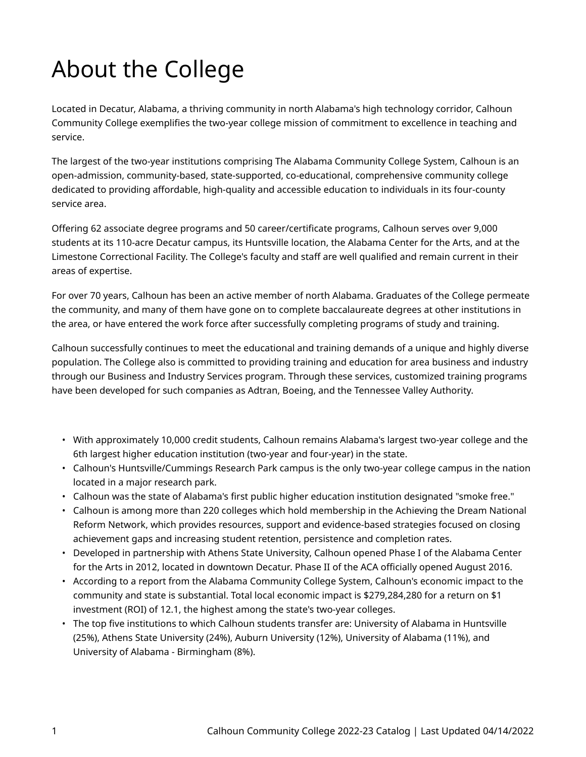# About the College

Located in Decatur, Alabama, a thriving community in north Alabama's high technology corridor, Calhoun Community College exemplifies the two-year college mission of commitment to excellence in teaching and service.

The largest of the two-year institutions comprising The Alabama Community College System, Calhoun is an open-admission, community-based, state-supported, co-educational, comprehensive community college dedicated to providing affordable, high-quality and accessible education to individuals in its four-county service area.

Offering 62 associate degree programs and 50 career/certificate programs, Calhoun serves over 9,000 students at its 110-acre Decatur campus, its Huntsville location, the Alabama Center for the Arts, and at the Limestone Correctional Facility. The College's faculty and staff are well qualified and remain current in their areas of expertise.

For over 70 years, Calhoun has been an active member of north Alabama. Graduates of the College permeate the community, and many of them have gone on to complete baccalaureate degrees at other institutions in the area, or have entered the work force after successfully completing programs of study and training.

Calhoun successfully continues to meet the educational and training demands of a unique and highly diverse population. The College also is committed to providing training and education for area business and industry through our Business and Industry Services program. Through these services, customized training programs have been developed for such companies as Adtran, Boeing, and the Tennessee Valley Authority.

- With approximately 10,000 credit students, Calhoun remains Alabama's largest two-year college and the 6th largest higher education institution (two-year and four-year) in the state.
- Calhoun's Huntsville/Cummings Research Park campus is the only two-year college campus in the nation located in a major research park.
- Calhoun was the state of Alabama's first public higher education institution designated "smoke free."
- Calhoun is among more than 220 colleges which hold membership in the Achieving the Dream National Reform Network, which provides resources, support and evidence-based strategies focused on closing achievement gaps and increasing student retention, persistence and completion rates.
- Developed in partnership with Athens State University, Calhoun opened Phase I of the Alabama Center for the Arts in 2012, located in downtown Decatur. Phase II of the ACA officially opened August 2016.
- According to a report from the Alabama Community College System, Calhoun's economic impact to the community and state is substantial. Total local economic impact is $279,284,280 for a return on $1 investment (ROI) of 12.1, the highest among the state's two-year colleges.
- The top five institutions to which Calhoun students transfer are: University of Alabama in Huntsville (25%), Athens State University (24%), Auburn University (12%), University of Alabama (11%), and University of Alabama - Birmingham (8%).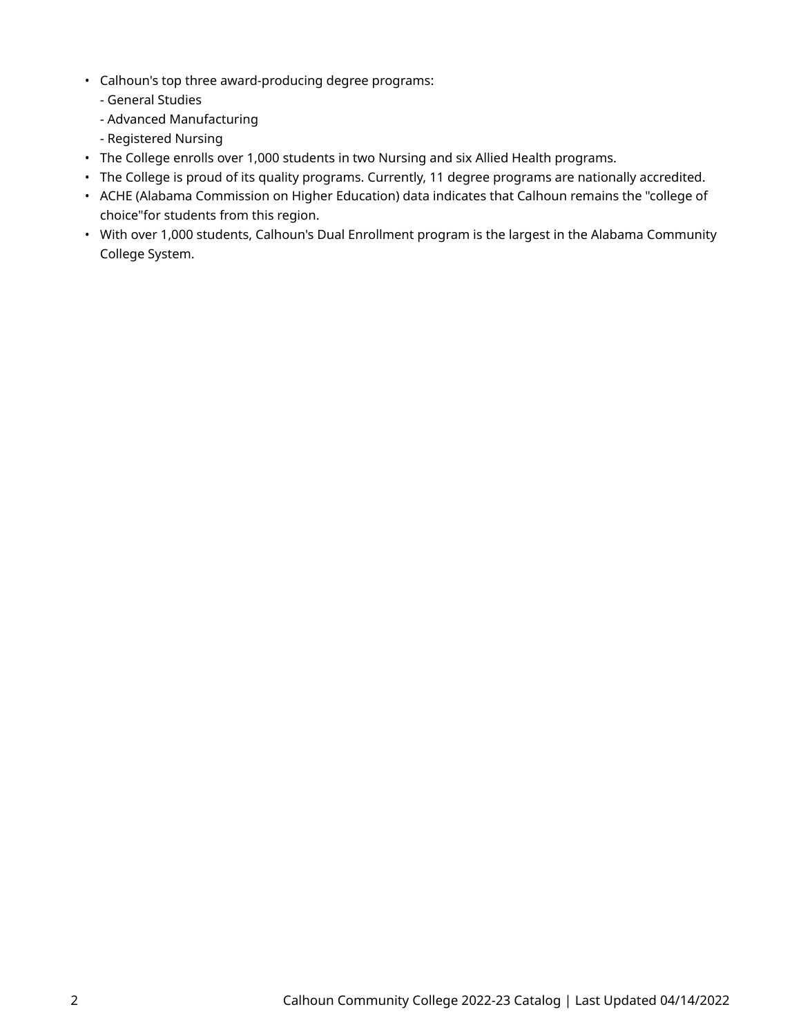- Calhoun's top three award-producing degree programs:
  - General Studies
  - Advanced Manufacturing
  - Registered Nursing
- The College enrolls over 1,000 students in two Nursing and six Allied Health programs.
- The College is proud of its quality programs. Currently, 11 degree programs are nationally accredited.
- ACHE (Alabama Commission on Higher Education) data indicates that Calhoun remains the "college of choice"for students from this region.
- With over 1,000 students, Calhoun's Dual Enrollment program is the largest in the Alabama Community College System.